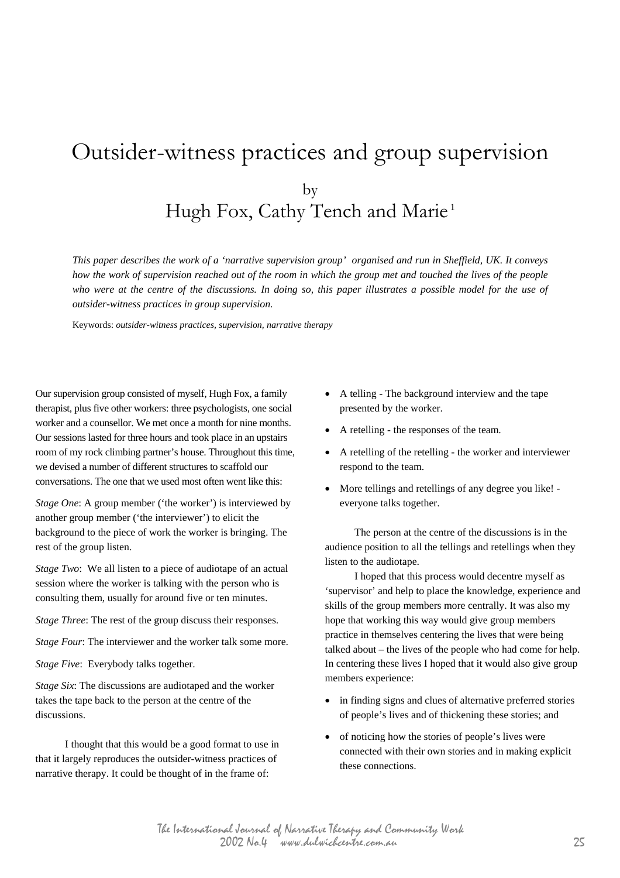# Outsider-witness practices and group supervision

by

Hugh Fox, Cathy Tench and Marie[1]

*This paper describes the work of a 'narrative supervision group' organised and run in Sheffield, UK. It conveys how the work of supervision reached out of the room in which the group met and touched the lives of the people who were at the centre of the discussions. In doing so, this paper illustrates a possible model for the use of outsider-witness practices in group supervision.*

Keywords: *outsider-witness practices, supervision, narrative therapy*

Our supervision group consisted of myself, Hugh Fox, a family therapist, plus five other workers: three psychologists, one social worker and a counsellor. We met once a month for nine months. Our sessions lasted for three hours and took place in an upstairs room of my rock climbing partner's house. Throughout this time, we devised a number of different structures to scaffold our conversations. The one that we used most often went like this:

*Stage One*: A group member ('the worker') is interviewed by another group member ('the interviewer') to elicit the background to the piece of work the worker is bringing. The rest of the group listen.

*Stage Two*: We all listen to a piece of audiotape of an actual session where the worker is talking with the person who is consulting them, usually for around five or ten minutes.

*Stage Three*: The rest of the group discuss their responses.

*Stage Four*: The interviewer and the worker talk some more.

*Stage Five*: Everybody talks together.

*Stage Six*: The discussions are audiotaped and the worker takes the tape back to the person at the centre of the discussions.

I thought that this would be a good format to use in that it largely reproduces the outsider-witness practices of narrative therapy. It could be thought of in the frame of:

- A telling - The background interview and the tape presented by the worker.
- A retelling - the responses of the team.
- A retelling of the retelling - the worker and interviewer respond to the team.
- More tellings and retellings of any degree you like! - everyone talks together.

The person at the centre of the discussions is in the audience position to all the tellings and retellings when they listen to the audiotape.

I hoped that this process would decentre myself as 'supervisor' and help to place the knowledge, experience and skills of the group members more centrally. It was also my hope that working this way would give group members practice in themselves centering the lives that were being talked about – the lives of the people who had come for help. In centering these lives I hoped that it would also give group members experience:

- in finding signs and clues of alternative preferred stories of people's lives and of thickening these stories; and
- of noticing how the stories of people's lives were connected with their own stories and in making explicit these connections.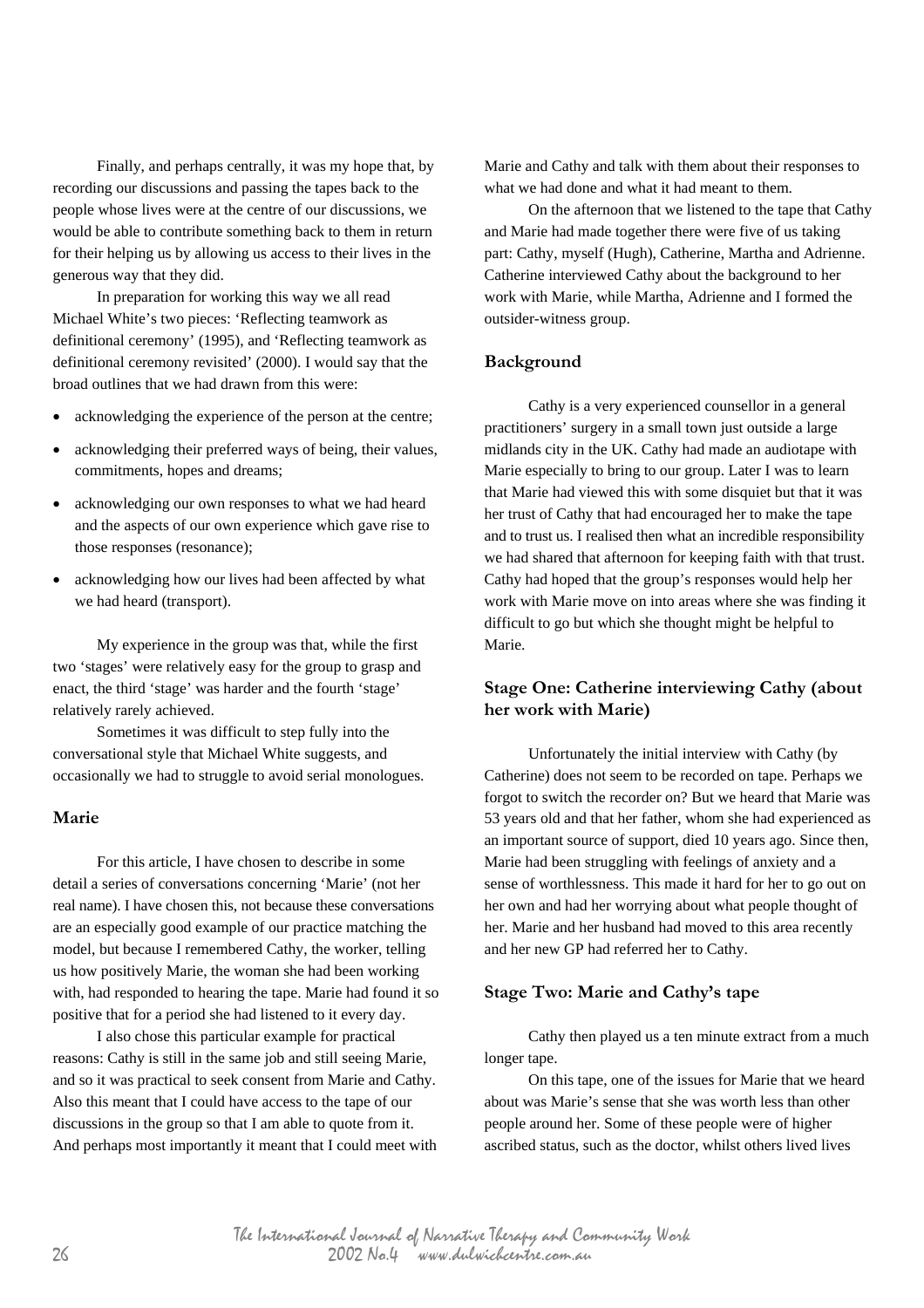Finally, and perhaps centrally, it was my hope that, by recording our discussions and passing the tapes back to the people whose lives were at the centre of our discussions, we would be able to contribute something back to them in return for their helping us by allowing us access to their lives in the generous way that they did.

In preparation for working this way we all read Michael White's two pieces: 'Reflecting teamwork as definitional ceremony' (1995), and 'Reflecting teamwork as definitional ceremony revisited' (2000). I would say that the broad outlines that we had drawn from this were:

- acknowledging the experience of the person at the centre;
- acknowledging their preferred ways of being, their values, commitments, hopes and dreams;
- acknowledging our own responses to what we had heard and the aspects of our own experience which gave rise to those responses (resonance);
- acknowledging how our lives had been affected by what we had heard (transport).

My experience in the group was that, while the first two 'stages' were relatively easy for the group to grasp and enact, the third 'stage' was harder and the fourth 'stage' relatively rarely achieved.

Sometimes it was difficult to step fully into the conversational style that Michael White suggests, and occasionally we had to struggle to avoid serial monologues.

## Marie

For this article, I have chosen to describe in some detail a series of conversations concerning 'Marie' (not her real name). I have chosen this, not because these conversations are an especially good example of our practice matching the model, but because I remembered Cathy, the worker, telling us how positively Marie, the woman she had been working with, had responded to hearing the tape. Marie had found it so positive that for a period she had listened to it every day.

I also chose this particular example for practical reasons: Cathy is still in the same job and still seeing Marie, and so it was practical to seek consent from Marie and Cathy. Also this meant that I could have access to the tape of our discussions in the group so that I am able to quote from it. And perhaps most importantly it meant that I could meet with Marie and Cathy and talk with them about their responses to what we had done and what it had meant to them.

On the afternoon that we listened to the tape that Cathy and Marie had made together there were five of us taking part: Cathy, myself (Hugh), Catherine, Martha and Adrienne. Catherine interviewed Cathy about the background to her work with Marie, while Martha, Adrienne and I formed the outsider-witness group.

## Background

Cathy is a very experienced counsellor in a general practitioners' surgery in a small town just outside a large midlands city in the UK. Cathy had made an audiotape with Marie especially to bring to our group. Later I was to learn that Marie had viewed this with some disquiet but that it was her trust of Cathy that had encouraged her to make the tape and to trust us. I realised then what an incredible responsibility we had shared that afternoon for keeping faith with that trust. Cathy had hoped that the group's responses would help her work with Marie move on into areas where she was finding it difficult to go but which she thought might be helpful to Marie.

## Stage One: Catherine interviewing Cathy (about her work with Marie)

Unfortunately the initial interview with Cathy (by Catherine) does not seem to be recorded on tape. Perhaps we forgot to switch the recorder on? But we heard that Marie was 53 years old and that her father, whom she had experienced as an important source of support, died 10 years ago. Since then, Marie had been struggling with feelings of anxiety and a sense of worthlessness. This made it hard for her to go out on her own and had her worrying about what people thought of her. Marie and her husband had moved to this area recently and her new GP had referred her to Cathy.

## Stage Two: Marie and Cathy's tape

Cathy then played us a ten minute extract from a much longer tape.

On this tape, one of the issues for Marie that we heard about was Marie's sense that she was worth less than other people around her. Some of these people were of higher ascribed status, such as the doctor, whilst others lived lives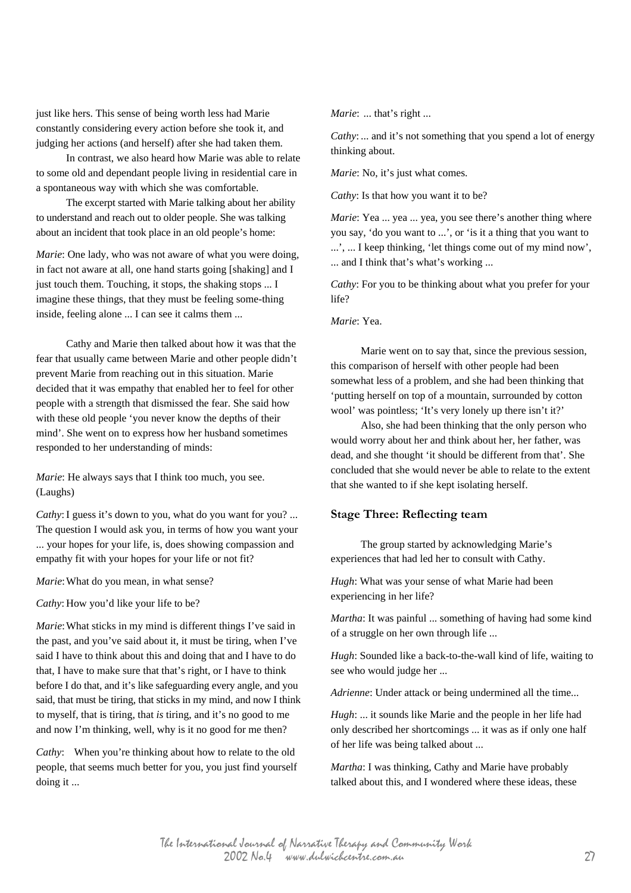just like hers. This sense of being worth less had Marie constantly considering every action before she took it, and judging her actions (and herself) after she had taken them.

In contrast, we also heard how Marie was able to relate to some old and dependant people living in residential care in a spontaneous way with which she was comfortable.

The excerpt started with Marie talking about her ability to understand and reach out to older people. She was talking about an incident that took place in an old people's home:

*Marie*: One lady, who was not aware of what you were doing, in fact not aware at all, one hand starts going [shaking] and I just touch them. Touching, it stops, the shaking stops ... I imagine these things, that they must be feeling some-thing inside, feeling alone ... I can see it calms them ...

Cathy and Marie then talked about how it was that the fear that usually came between Marie and other people didn't prevent Marie from reaching out in this situation. Marie decided that it was empathy that enabled her to feel for other people with a strength that dismissed the fear. She said how with these old people 'you never know the depths of their mind'. She went on to express how her husband sometimes responded to her understanding of minds:

*Marie*: He always says that I think too much, you see. (Laughs)

*Cathy*: I guess it's down to you, what do you want for you? ... The question I would ask you, in terms of how you want your ... your hopes for your life, is, does showing compassion and empathy fit with your hopes for your life or not fit?

*Marie*: What do you mean, in what sense?

*Cathy*: How you'd like your life to be?

*Marie*: What sticks in my mind is different things I've said in the past, and you've said about it, it must be tiring, when I've said I have to think about this and doing that and I have to do that, I have to make sure that that's right, or I have to think before I do that, and it's like safeguarding every angle, and you said, that must be tiring, that sticks in my mind, and now I think to myself, that is tiring, that *is* tiring, and it's no good to me and now I'm thinking, well, why is it no good for me then?

*Cathy*: When you're thinking about how to relate to the old people, that seems much better for you, you just find yourself doing it ...

*Marie*: ... that's right ...

*Cathy*: ... and it's not something that you spend a lot of energy thinking about.

*Marie*: No, it's just what comes.

*Cathy*: Is that how you want it to be?

*Marie*: Yea ... yea ... yea, you see there's another thing where you say, 'do you want to ...', or 'is it a thing that you want to ...', ... I keep thinking, 'let things come out of my mind now', ... and I think that's what's working ...

*Cathy*: For you to be thinking about what you prefer for your life?

*Marie*: Yea.

Marie went on to say that, since the previous session, this comparison of herself with other people had been somewhat less of a problem, and she had been thinking that 'putting herself on top of a mountain, surrounded by cotton wool' was pointless; 'It's very lonely up there isn't it?'

Also, she had been thinking that the only person who would worry about her and think about her, her father, was dead, and she thought 'it should be different from that'. She concluded that she would never be able to relate to the extent that she wanted to if she kept isolating herself.

### Stage Three: Reflecting team

The group started by acknowledging Marie's experiences that had led her to consult with Cathy.

*Hugh*: What was your sense of what Marie had been experiencing in her life?

*Martha*: It was painful ... something of having had some kind of a struggle on her own through life ...

*Hugh*: Sounded like a back-to-the-wall kind of life, waiting to see who would judge her ...

*Adrienne*: Under attack or being undermined all the time...

*Hugh*: ... it sounds like Marie and the people in her life had only described her shortcomings ... it was as if only one half of her life was being talked about ...

*Martha*: I was thinking, Cathy and Marie have probably talked about this, and I wondered where these ideas, these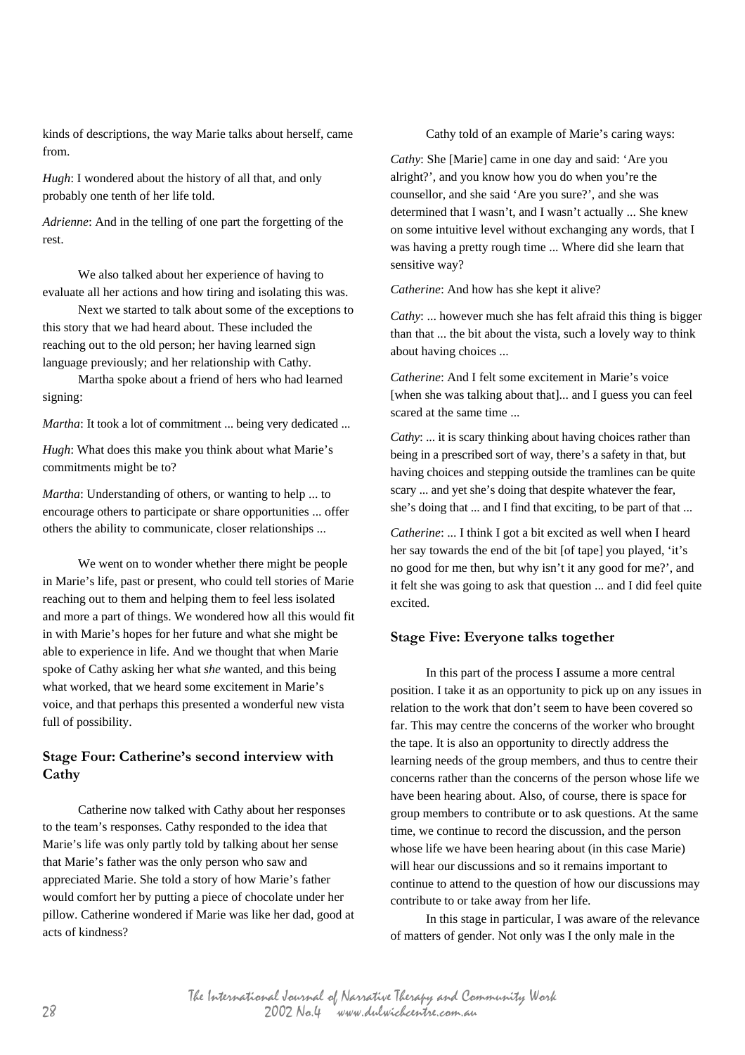kinds of descriptions, the way Marie talks about herself, came from.

*Hugh*: I wondered about the history of all that, and only probably one tenth of her life told.

*Adrienne*: And in the telling of one part the forgetting of the rest.

We also talked about her experience of having to evaluate all her actions and how tiring and isolating this was.

Next we started to talk about some of the exceptions to this story that we had heard about. These included the reaching out to the old person; her having learned sign language previously; and her relationship with Cathy.

Martha spoke about a friend of hers who had learned signing:

*Martha*: It took a lot of commitment ... being very dedicated ...

*Hugh*: What does this make you think about what Marie's commitments might be to?

*Martha*: Understanding of others, or wanting to help ... to encourage others to participate or share opportunities ... offer others the ability to communicate, closer relationships ...

We went on to wonder whether there might be people in Marie's life, past or present, who could tell stories of Marie reaching out to them and helping them to feel less isolated and more a part of things. We wondered how all this would fit in with Marie's hopes for her future and what she might be able to experience in life. And we thought that when Marie spoke of Cathy asking her what *she* wanted, and this being what worked, that we heard some excitement in Marie's voice, and that perhaps this presented a wonderful new vista full of possibility.

### Stage Four: Catherine's second interview with Cathy

Catherine now talked with Cathy about her responses to the team's responses. Cathy responded to the idea that Marie's life was only partly told by talking about her sense that Marie's father was the only person who saw and appreciated Marie. She told a story of how Marie's father would comfort her by putting a piece of chocolate under her pillow. Catherine wondered if Marie was like her dad, good at acts of kindness?

Cathy told of an example of Marie's caring ways:

*Cathy*: She [Marie] came in one day and said: 'Are you alright?', and you know how you do when you're the counsellor, and she said 'Are you sure?', and she was determined that I wasn't, and I wasn't actually ... She knew on some intuitive level without exchanging any words, that I was having a pretty rough time ... Where did she learn that sensitive way?

*Catherine*: And how has she kept it alive?

*Cathy*: ... however much she has felt afraid this thing is bigger than that ... the bit about the vista, such a lovely way to think about having choices ...

*Catherine*: And I felt some excitement in Marie's voice [when she was talking about that]... and I guess you can feel scared at the same time ...

*Cathy*: ... it is scary thinking about having choices rather than being in a prescribed sort of way, there's a safety in that, but having choices and stepping outside the tramlines can be quite scary ... and yet she's doing that despite whatever the fear, she's doing that ... and I find that exciting, to be part of that ...

*Catherine*: ... I think I got a bit excited as well when I heard her say towards the end of the bit [of tape] you played, 'it's no good for me then, but why isn't it any good for me?', and it felt she was going to ask that question ... and I did feel quite excited.

### Stage Five: Everyone talks together

In this part of the process I assume a more central position. I take it as an opportunity to pick up on any issues in relation to the work that don't seem to have been covered so far. This may centre the concerns of the worker who brought the tape. It is also an opportunity to directly address the learning needs of the group members, and thus to centre their concerns rather than the concerns of the person whose life we have been hearing about. Also, of course, there is space for group members to contribute or to ask questions. At the same time, we continue to record the discussion, and the person whose life we have been hearing about (in this case Marie) will hear our discussions and so it remains important to continue to attend to the question of how our discussions may contribute to or take away from her life.

In this stage in particular, I was aware of the relevance of matters of gender. Not only was I the only male in the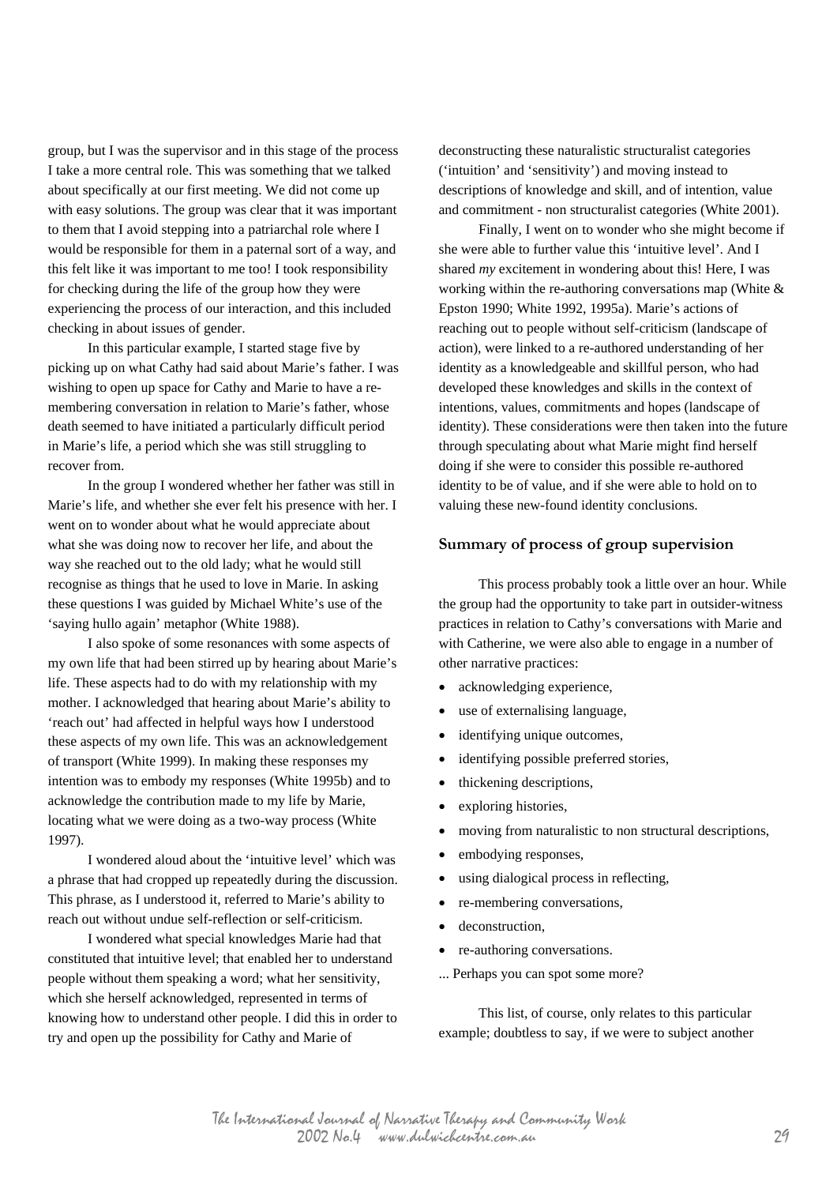group, but I was the supervisor and in this stage of the process I take a more central role. This was something that we talked about specifically at our first meeting. We did not come up with easy solutions. The group was clear that it was important to them that I avoid stepping into a patriarchal role where I would be responsible for them in a paternal sort of a way, and this felt like it was important to me too! I took responsibility for checking during the life of the group how they were experiencing the process of our interaction, and this included checking in about issues of gender.

In this particular example, I started stage five by picking up on what Cathy had said about Marie's father. I was wishing to open up space for Cathy and Marie to have a re-membering conversation in relation to Marie's father, whose death seemed to have initiated a particularly difficult period in Marie's life, a period which she was still struggling to recover from.

In the group I wondered whether her father was still in Marie's life, and whether she ever felt his presence with her. I went on to wonder about what he would appreciate about what she was doing now to recover her life, and about the way she reached out to the old lady; what he would still recognise as things that he used to love in Marie. In asking these questions I was guided by Michael White's use of the 'saying hullo again' metaphor (White 1988).

I also spoke of some resonances with some aspects of my own life that had been stirred up by hearing about Marie's life. These aspects had to do with my relationship with my mother. I acknowledged that hearing about Marie's ability to 'reach out' had affected in helpful ways how I understood these aspects of my own life. This was an acknowledgement of transport (White 1999). In making these responses my intention was to embody my responses (White 1995b) and to acknowledge the contribution made to my life by Marie, locating what we were doing as a two-way process (White 1997).

I wondered aloud about the 'intuitive level' which was a phrase that had cropped up repeatedly during the discussion. This phrase, as I understood it, referred to Marie's ability to reach out without undue self-reflection or self-criticism.

I wondered what special knowledges Marie had that constituted that intuitive level; that enabled her to understand people without them speaking a word; what her sensitivity, which she herself acknowledged, represented in terms of knowing how to understand other people. I did this in order to try and open up the possibility for Cathy and Marie of deconstructing these naturalistic structuralist categories ('intuition' and 'sensitivity') and moving instead to descriptions of knowledge and skill, and of intention, value and commitment - non structuralist categories (White 2001).

Finally, I went on to wonder who she might become if she were able to further value this 'intuitive level'. And I shared *my* excitement in wondering about this! Here, I was working within the re-authoring conversations map (White & Epston 1990; White 1992, 1995a). Marie's actions of reaching out to people without self-criticism (landscape of action), were linked to a re-authored understanding of her identity as a knowledgeable and skillful person, who had developed these knowledges and skills in the context of intentions, values, commitments and hopes (landscape of identity). These considerations were then taken into the future through speculating about what Marie might find herself doing if she were to consider this possible re-authored identity to be of value, and if she were able to hold on to valuing these new-found identity conclusions.

### Summary of process of group supervision

This process probably took a little over an hour. While the group had the opportunity to take part in outsider-witness practices in relation to Cathy's conversations with Marie and with Catherine, we were also able to engage in a number of other narrative practices:

- acknowledging experience,
- use of externalising language,
- identifying unique outcomes,
- identifying possible preferred stories,
- thickening descriptions,
- exploring histories,
- moving from naturalistic to non structural descriptions,
- embodying responses,
- using dialogical process in reflecting,
- re-membering conversations,
- deconstruction,
- re-authoring conversations.

... Perhaps you can spot some more?

This list, of course, only relates to this particular example; doubtless to say, if we were to subject another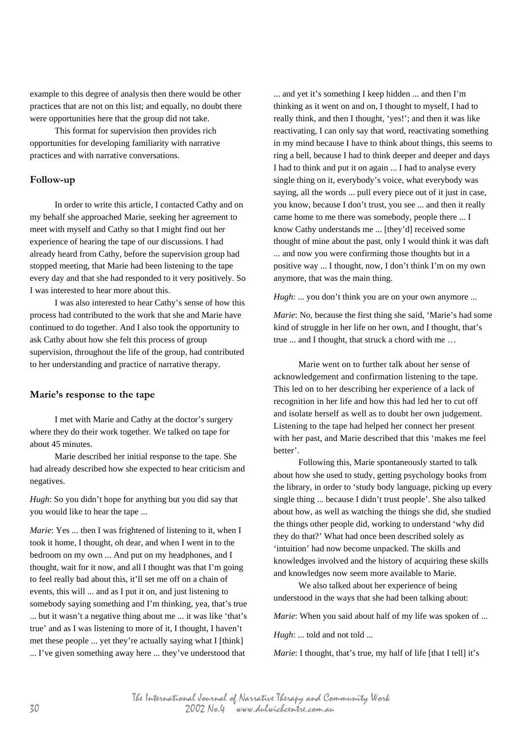example to this degree of analysis then there would be other practices that are not on this list; and equally, no doubt there were opportunities here that the group did not take.

This format for supervision then provides rich opportunities for developing familiarity with narrative practices and with narrative conversations.

## Follow-up

In order to write this article, I contacted Cathy and on my behalf she approached Marie, seeking her agreement to meet with myself and Cathy so that I might find out her experience of hearing the tape of our discussions. I had already heard from Cathy, before the supervision group had stopped meeting, that Marie had been listening to the tape every day and that she had responded to it very positively. So I was interested to hear more about this.

I was also interested to hear Cathy's sense of how this process had contributed to the work that she and Marie have continued to do together. And I also took the opportunity to ask Cathy about how she felt this process of group supervision, throughout the life of the group, had contributed to her understanding and practice of narrative therapy.

## Marie's response to the tape

I met with Marie and Cathy at the doctor's surgery where they do their work together. We talked on tape for about 45 minutes.

Marie described her initial response to the tape. She had already described how she expected to hear criticism and negatives.

*Hugh*: So you didn't hope for anything but you did say that you would like to hear the tape ...

*Marie*: Yes ... then I was frightened of listening to it, when I took it home, I thought, oh dear, and when I went in to the bedroom on my own ... And put on my headphones, and I thought, wait for it now, and all I thought was that I'm going to feel really bad about this, it'll set me off on a chain of events, this will ... and as I put it on, and just listening to somebody saying something and I'm thinking, yea, that's true ... but it wasn't a negative thing about me ... it was like 'that's true' and as I was listening to more of it, I thought, I haven't met these people ... yet they're actually saying what I [think] ... I've given something away here ... they've understood that ... and yet it's something I keep hidden ... and then I'm thinking as it went on and on, I thought to myself, I had to really think, and then I thought, 'yes!'; and then it was like reactivating, I can only say that word, reactivating something in my mind because I have to think about things, this seems to ring a bell, because I had to think deeper and deeper and days I had to think and put it on again ... I had to analyse every single thing on it, everybody's voice, what everybody was saying, all the words ... pull every piece out of it just in case, you know, because I don't trust, you see ... and then it really came home to me there was somebody, people there ... I know Cathy understands me ... [they'd] received some thought of mine about the past, only I would think it was daft ... and now you were confirming those thoughts but in a positive way ... I thought, now, I don't think I'm on my own anymore, that was the main thing.

*Hugh*: ... you don't think you are on your own anymore ...

*Marie*: No, because the first thing she said, 'Marie's had some kind of struggle in her life on her own, and I thought, that's true ... and I thought, that struck a chord with me …

Marie went on to further talk about her sense of acknowledgement and confirmation listening to the tape. This led on to her describing her experience of a lack of recognition in her life and how this had led her to cut off and isolate herself as well as to doubt her own judgement. Listening to the tape had helped her connect her present with her past, and Marie described that this 'makes me feel better'.

Following this, Marie spontaneously started to talk about how she used to study, getting psychology books from the library, in order to 'study body language, picking up every single thing ... because I didn't trust people'. She also talked about how, as well as watching the things she did, she studied the things other people did, working to understand 'why did they do that?' What had once been described solely as 'intuition' had now become unpacked. The skills and knowledges involved and the history of acquiring these skills and knowledges now seem more available to Marie.

We also talked about her experience of being understood in the ways that she had been talking about:

*Marie*: When you said about half of my life was spoken of ...

*Hugh*: ... told and not told ...

*Marie*: I thought, that's true, my half of life [that I tell] it's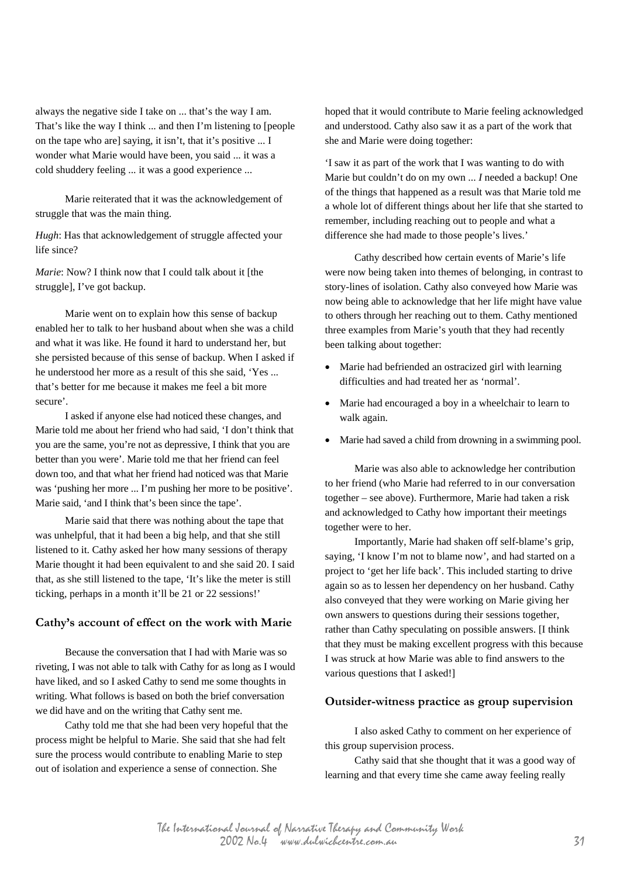always the negative side I take on ... that's the way I am. That's like the way I think ... and then I'm listening to [people on the tape who are] saying, it isn't, that it's positive ... I wonder what Marie would have been, you said ... it was a cold shuddery feeling ... it was a good experience ...

Marie reiterated that it was the acknowledgement of struggle that was the main thing.

*Hugh*: Has that acknowledgement of struggle affected your life since?

*Marie*: Now? I think now that I could talk about it [the struggle], I've got backup.

Marie went on to explain how this sense of backup enabled her to talk to her husband about when she was a child and what it was like. He found it hard to understand her, but she persisted because of this sense of backup. When I asked if he understood her more as a result of this she said, 'Yes ... that's better for me because it makes me feel a bit more secure'.

I asked if anyone else had noticed these changes, and Marie told me about her friend who had said, 'I don't think that you are the same, you're not as depressive, I think that you are better than you were'. Marie told me that her friend can feel down too, and that what her friend had noticed was that Marie was 'pushing her more ... I'm pushing her more to be positive'. Marie said, 'and I think that's been since the tape'.

Marie said that there was nothing about the tape that was unhelpful, that it had been a big help, and that she still listened to it. Cathy asked her how many sessions of therapy Marie thought it had been equivalent to and she said 20. I said that, as she still listened to the tape, 'It's like the meter is still ticking, perhaps in a month it'll be 21 or 22 sessions!'

### Cathy's account of effect on the work with Marie

Because the conversation that I had with Marie was so riveting, I was not able to talk with Cathy for as long as I would have liked, and so I asked Cathy to send me some thoughts in writing. What follows is based on both the brief conversation we did have and on the writing that Cathy sent me.

Cathy told me that she had been very hopeful that the process might be helpful to Marie. She said that she had felt sure the process would contribute to enabling Marie to step out of isolation and experience a sense of connection. She hoped that it would contribute to Marie feeling acknowledged and understood. Cathy also saw it as a part of the work that she and Marie were doing together:

'I saw it as part of the work that I was wanting to do with Marie but couldn't do on my own ... *I* needed a backup! One of the things that happened as a result was that Marie told me a whole lot of different things about her life that she started to remember, including reaching out to people and what a difference she had made to those people's lives.'

Cathy described how certain events of Marie's life were now being taken into themes of belonging, in contrast to story-lines of isolation. Cathy also conveyed how Marie was now being able to acknowledge that her life might have value to others through her reaching out to them. Cathy mentioned three examples from Marie's youth that they had recently been talking about together:

- Marie had befriended an ostracized girl with learning difficulties and had treated her as 'normal'.
- Marie had encouraged a boy in a wheelchair to learn to walk again.
- Marie had saved a child from drowning in a swimming pool.

Marie was also able to acknowledge her contribution to her friend (who Marie had referred to in our conversation together – see above). Furthermore, Marie had taken a risk and acknowledged to Cathy how important their meetings together were to her.

Importantly, Marie had shaken off self-blame's grip, saying, 'I know I'm not to blame now', and had started on a project to 'get her life back'. This included starting to drive again so as to lessen her dependency on her husband. Cathy also conveyed that they were working on Marie giving her own answers to questions during their sessions together, rather than Cathy speculating on possible answers. [I think that they must be making excellent progress with this because I was struck at how Marie was able to find answers to the various questions that I asked!]

### Outsider-witness practice as group supervision

I also asked Cathy to comment on her experience of this group supervision process.

Cathy said that she thought that it was a good way of learning and that every time she came away feeling really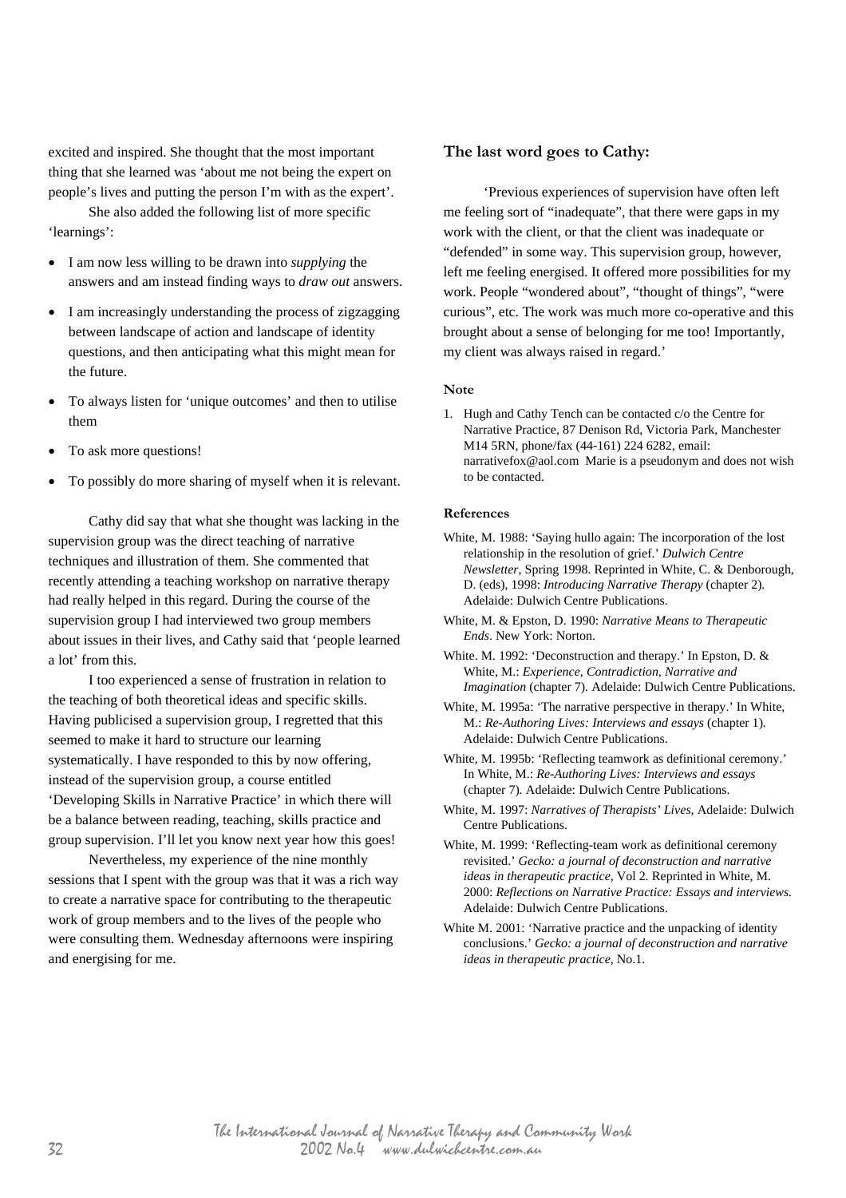excited and inspired. She thought that the most important thing that she learned was 'about me not being the expert on people's lives and putting the person I'm with as the expert'.

She also added the following list of more specific 'learnings':

- I am now less willing to be drawn into *supplying* the answers and am instead finding ways to *draw out* answers.
- I am increasingly understanding the process of zigzagging between landscape of action and landscape of identity questions, and then anticipating what this might mean for the future.
- To always listen for 'unique outcomes' and then to utilise them
- To ask more questions!
- To possibly do more sharing of myself when it is relevant.

Cathy did say that what she thought was lacking in the supervision group was the direct teaching of narrative techniques and illustration of them. She commented that recently attending a teaching workshop on narrative therapy had really helped in this regard. During the course of the supervision group I had interviewed two group members about issues in their lives, and Cathy said that 'people learned a lot' from this.

I too experienced a sense of frustration in relation to the teaching of both theoretical ideas and specific skills. Having publicised a supervision group, I regretted that this seemed to make it hard to structure our learning systematically. I have responded to this by now offering, instead of the supervision group, a course entitled 'Developing Skills in Narrative Practice' in which there will be a balance between reading, teaching, skills practice and group supervision. I'll let you know next year how this goes!

Nevertheless, my experience of the nine monthly sessions that I spent with the group was that it was a rich way to create a narrative space for contributing to the therapeutic work of group members and to the lives of the people who were consulting them. Wednesday afternoons were inspiring and energising for me.

## The last word goes to Cathy:

'Previous experiences of supervision have often left me feeling sort of "inadequate", that there were gaps in my work with the client, or that the client was inadequate or "defended" in some way. This supervision group, however, left me feeling energised. It offered more possibilities for my work. People "wondered about", "thought of things", "were curious", etc. The work was much more co-operative and this brought about a sense of belonging for me too! Importantly, my client was always raised in regard.'

### Note

1. Hugh and Cathy Tench can be contacted c/o the Centre for Narrative Practice, 87 Denison Rd, Victoria Park, Manchester M14 5RN, phone/fax (44-161) 224 6282, email: narrativefox@aol.com Marie is a pseudonym and does not wish to be contacted.

### References

White, M. 1988: 'Saying hullo again: The incorporation of the lost relationship in the resolution of grief.' *Dulwich Centre Newsletter*, Spring 1998. Reprinted in White, C. & Denborough, D. (eds), 1998: *Introducing Narrative Therapy* (chapter 2). Adelaide: Dulwich Centre Publications.

White, M. & Epston, D. 1990: *Narrative Means to Therapeutic Ends*. New York: Norton.

White. M. 1992: 'Deconstruction and therapy.' In Epston, D. & White, M.: *Experience, Contradiction, Narrative and Imagination* (chapter 7). Adelaide: Dulwich Centre Publications.

White, M. 1995a: 'The narrative perspective in therapy.' In White, M.: *Re-Authoring Lives: Interviews and essays* (chapter 1). Adelaide: Dulwich Centre Publications.

White, M. 1995b: 'Reflecting teamwork as definitional ceremony.' In White, M.: *Re-Authoring Lives: Interviews and essays* (chapter 7). Adelaide: Dulwich Centre Publications.

White, M. 1997: *Narratives of Therapists' Lives*, Adelaide: Dulwich Centre Publications.

White, M. 1999: 'Reflecting-team work as definitional ceremony revisited.' *Gecko: a journal of deconstruction and narrative ideas in therapeutic practice*, Vol 2. Reprinted in White, M. 2000: *Reflections on Narrative Practice: Essays and interviews.* Adelaide: Dulwich Centre Publications.

White M. 2001: 'Narrative practice and the unpacking of identity conclusions.' *Gecko: a journal of deconstruction and narrative ideas in therapeutic practice*, No.1.